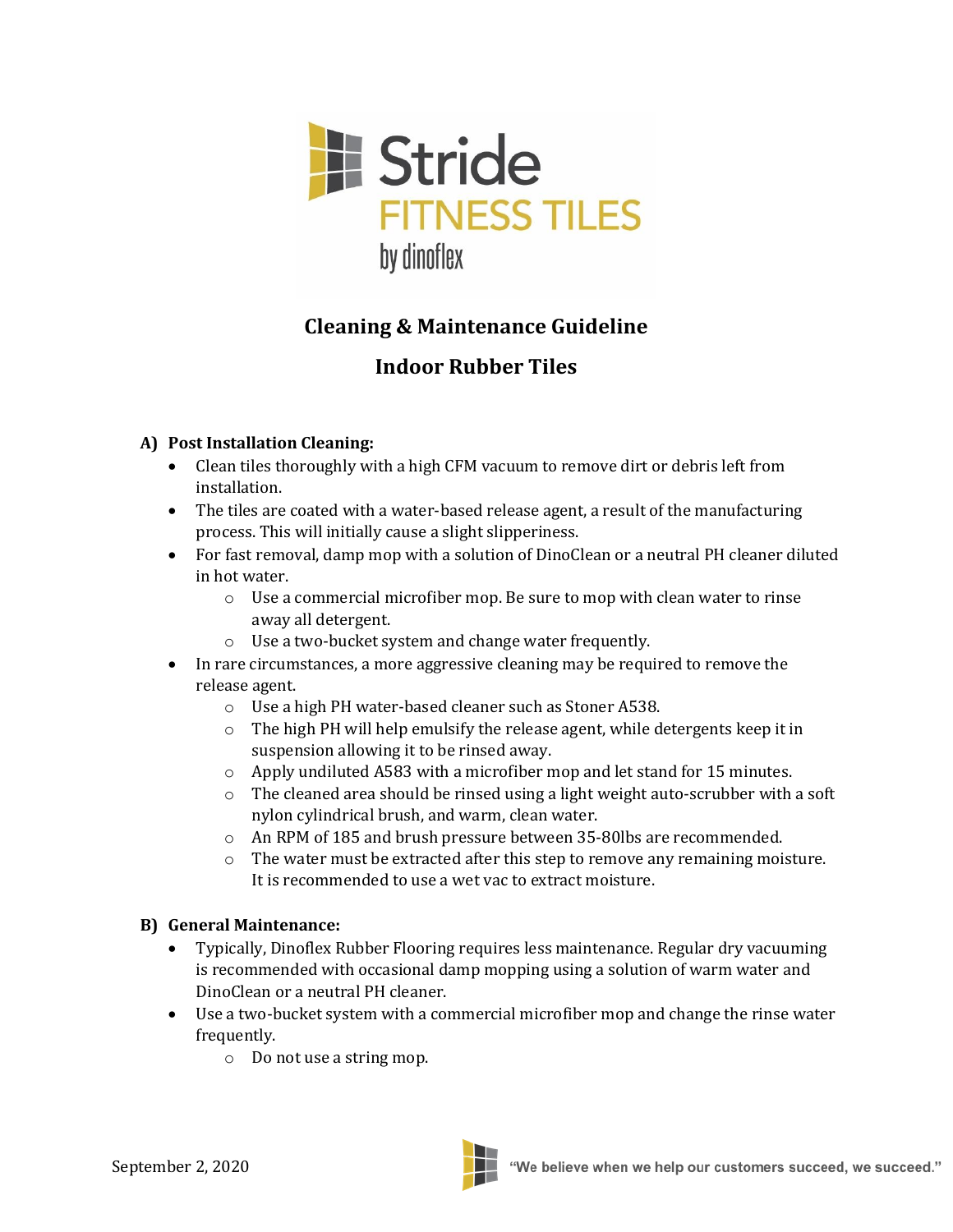Stride

FITNESS TILES

by dinoflex

# Cleaning & Maintenance Guideline

# Indoor Rubber Tiles

## A) Post Installation Cleaning:

- Clean tiles thoroughly with a high CFM vacuum to remove dirt or debris left from installation.
- The tiles are coated with a water-based release agent, a result of the manufacturing process. This will initially cause a slight slipperiness.
- For fast removal, damp mop with a solution of DinoClean or a neutral PH cleaner diluted in hot water.
  - Use a commercial microfiber mop. Be sure to mop with clean water to rinse away all detergent.
  - Use a two-bucket system and change water frequently.
- In rare circumstances, a more aggressive cleaning may be required to remove the release agent.
  - Use a high PH water-based cleaner such as Stoner A538.
  - The high PH will help emulsify the release agent, while detergents keep it in suspension allowing it to be rinsed away.
  - Apply undiluted A583 with a microfiber mop and let stand for 15 minutes.
  - The cleaned area should be rinsed using a light weight auto-scrubber with a soft nylon cylindrical brush, and warm, clean water.
  - An RPM of 185 and brush pressure between 35-80lbs are recommended.
  - The water must be extracted after this step to remove any remaining moisture. It is recommended to use a wet vac to extract moisture.

## B) General Maintenance:

- Typically, Dinoflex Rubber Flooring requires less maintenance. Regular dry vacuuming is recommended with occasional damp mopping using a solution of warm water and DinoClean or a neutral PH cleaner.
- Use a two-bucket system with a commercial microfiber mop and change the rinse water frequently.
  - Do not use a string mop.

September 2, 2020

"We believe when we help our customers succeed, we succeed."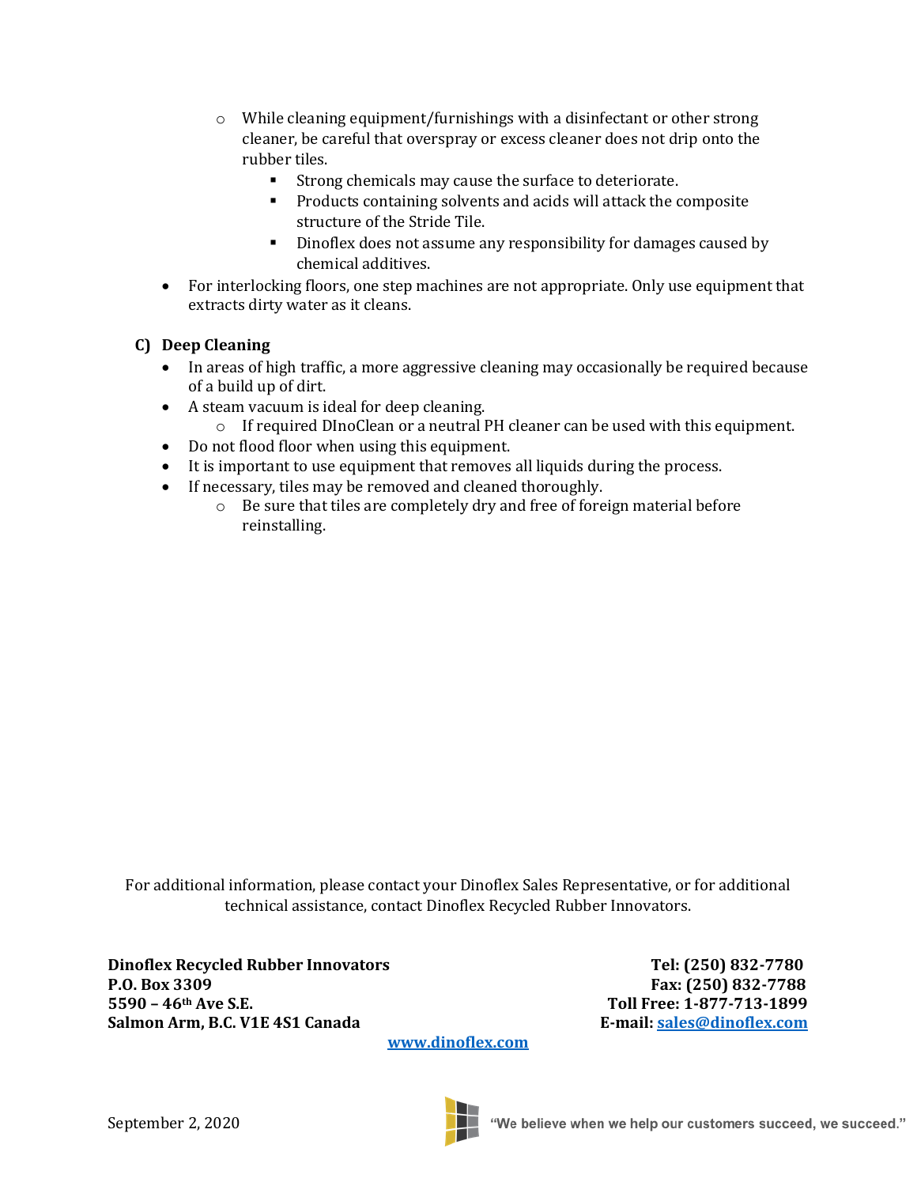- While cleaning equipment/furnishings with a disinfectant or other strong cleaner, be careful that overspray or excess cleaner does not drip onto the rubber tiles.
        - Strong chemicals may cause the surface to deteriorate.
        - Products containing solvents and acids will attack the composite structure of the Stride Tile.
        - Dinoflex does not assume any responsibility for damages caused by chemical additives.
- For interlocking floors, one step machines are not appropriate. Only use equipment that extracts dirty water as it cleans.

**C) Deep Cleaning**

- In areas of high traffic, a more aggressive cleaning may occasionally be required because of a build up of dirt.
- A steam vacuum is ideal for deep cleaning.
    - If required DInoClean or a neutral PH cleaner can be used with this equipment.
- Do not flood floor when using this equipment.
- It is important to use equipment that removes all liquids during the process.
- If necessary, tiles may be removed and cleaned thoroughly.
    - Be sure that tiles are completely dry and free of foreign material before reinstalling.

For additional information, please contact your Dinoflex Sales Representative, or for additional technical assistance, contact Dinoflex Recycled Rubber Innovators.

**Dinoflex Recycled Rubber Innovators**
**P.O. Box 3309**
**5590 – 46th Ave S.E.**
**Salmon Arm, B.C. V1E 4S1 Canada**

**Tel: (250) 832-7780**
**Fax: (250) 832-7788**
**Toll Free: 1-877-713-1899**
**E-mail: sales@dinoflex.com**

**www.dinoflex.com**

September 2, 2020

"We believe when we help our customers succeed, we succeed."